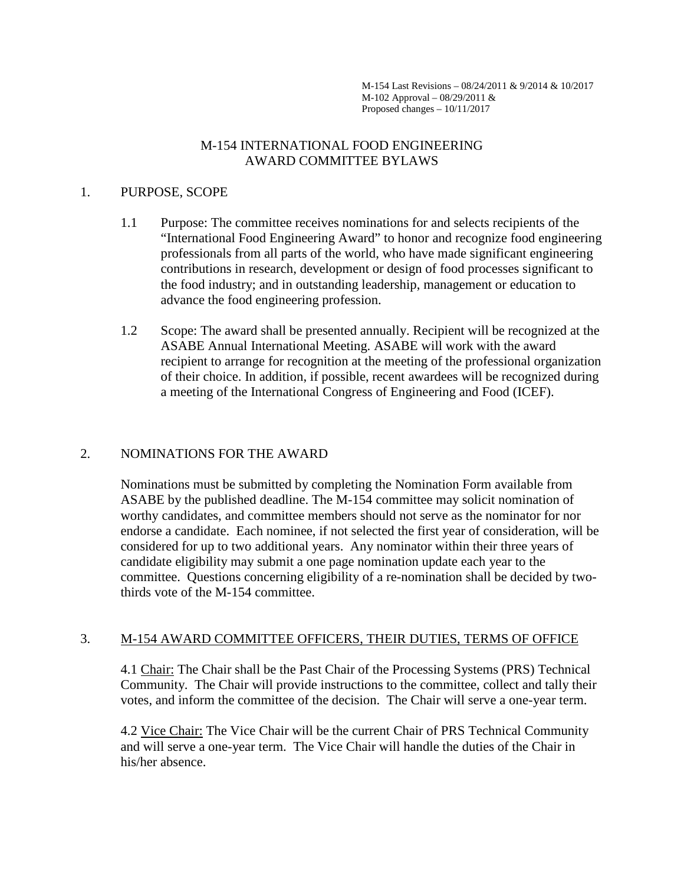M-154 Last Revisions – 08/24/2011 & 9/2014 & 10/2017
M-102 Approval – 08/29/2011 &
Proposed changes – 10/11/2017

# M-154 INTERNATIONAL FOOD ENGINEERING AWARD COMMITTEE BYLAWS

## 1. PURPOSE, SCOPE

1.1 Purpose: The committee receives nominations for and selects recipients of the "International Food Engineering Award" to honor and recognize food engineering professionals from all parts of the world, who have made significant engineering contributions in research, development or design of food processes significant to the food industry; and in outstanding leadership, management or education to advance the food engineering profession.

1.2 Scope: The award shall be presented annually. Recipient will be recognized at the ASABE Annual International Meeting. ASABE will work with the award recipient to arrange for recognition at the meeting of the professional organization of their choice. In addition, if possible, recent awardees will be recognized during a meeting of the International Congress of Engineering and Food (ICEF).

## 2. NOMINATIONS FOR THE AWARD

Nominations must be submitted by completing the Nomination Form available from ASABE by the published deadline. The M-154 committee may solicit nomination of worthy candidates, and committee members should not serve as the nominator for nor endorse a candidate. Each nominee, if not selected the first year of consideration, will be considered for up to two additional years. Any nominator within their three years of candidate eligibility may submit a one page nomination update each year to the committee. Questions concerning eligibility of a re-nomination shall be decided by two-thirds vote of the M-154 committee.

## 3. M-154 AWARD COMMITTEE OFFICERS, THEIR DUTIES, TERMS OF OFFICE

4.1 Chair: The Chair shall be the Past Chair of the Processing Systems (PRS) Technical Community. The Chair will provide instructions to the committee, collect and tally their votes, and inform the committee of the decision. The Chair will serve a one-year term.

4.2 Vice Chair: The Vice Chair will be the current Chair of PRS Technical Community and will serve a one-year term. The Vice Chair will handle the duties of the Chair in his/her absence.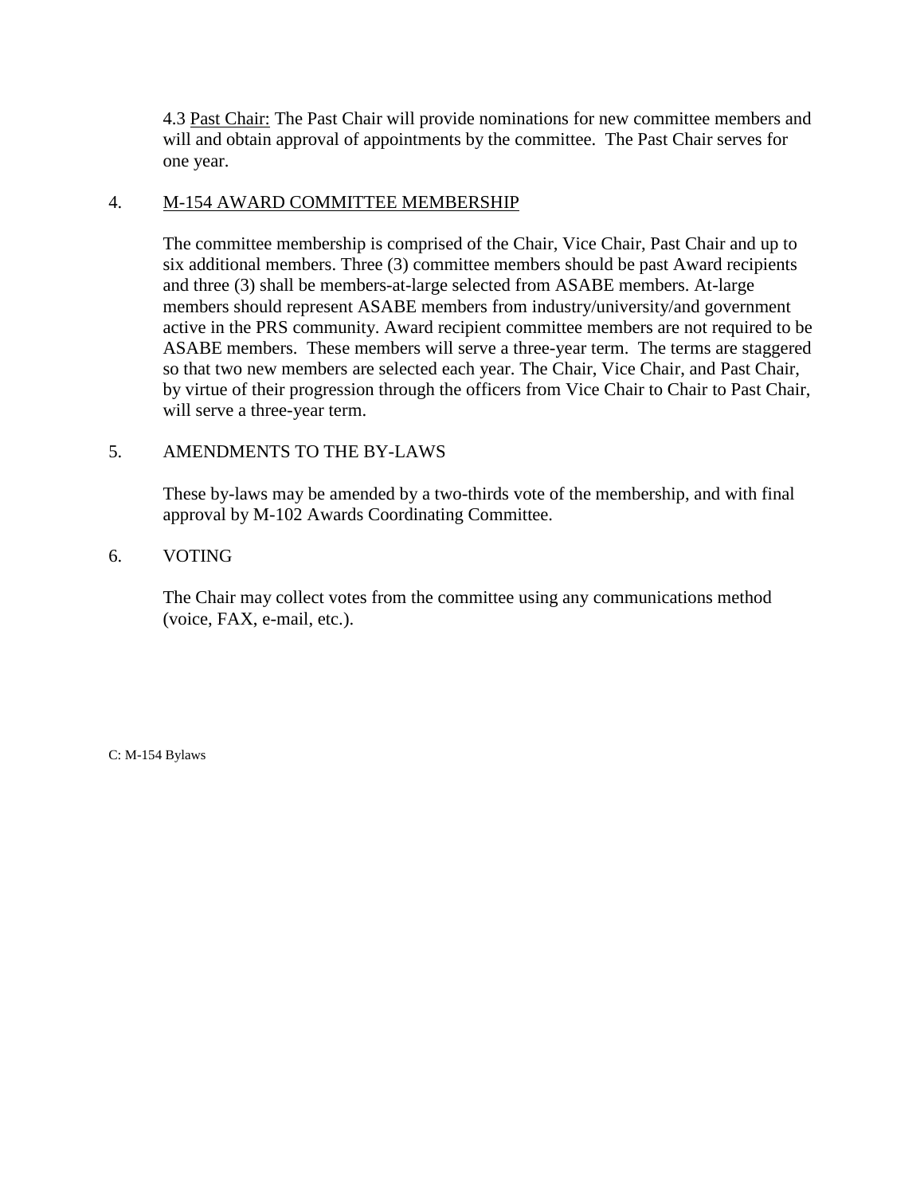4.3 Past Chair: The Past Chair will provide nominations for new committee members and will and obtain approval of appointments by the committee.  The Past Chair serves for one year.

## 4. M-154 AWARD COMMITTEE MEMBERSHIP

The committee membership is comprised of the Chair, Vice Chair, Past Chair and up to six additional members. Three (3) committee members should be past Award recipients and three (3) shall be members-at-large selected from ASABE members. At-large members should represent ASABE members from industry/university/and government active in the PRS community. Award recipient committee members are not required to be ASABE members.  These members will serve a three-year term.  The terms are staggered so that two new members are selected each year. The Chair, Vice Chair, and Past Chair, by virtue of their progression through the officers from Vice Chair to Chair to Past Chair, will serve a three-year term.

## 5. AMENDMENTS TO THE BY-LAWS

These by-laws may be amended by a two-thirds vote of the membership, and with final approval by M-102 Awards Coordinating Committee.

## 6. VOTING

The Chair may collect votes from the committee using any communications method (voice, FAX, e-mail, etc.).

C: M-154 Bylaws